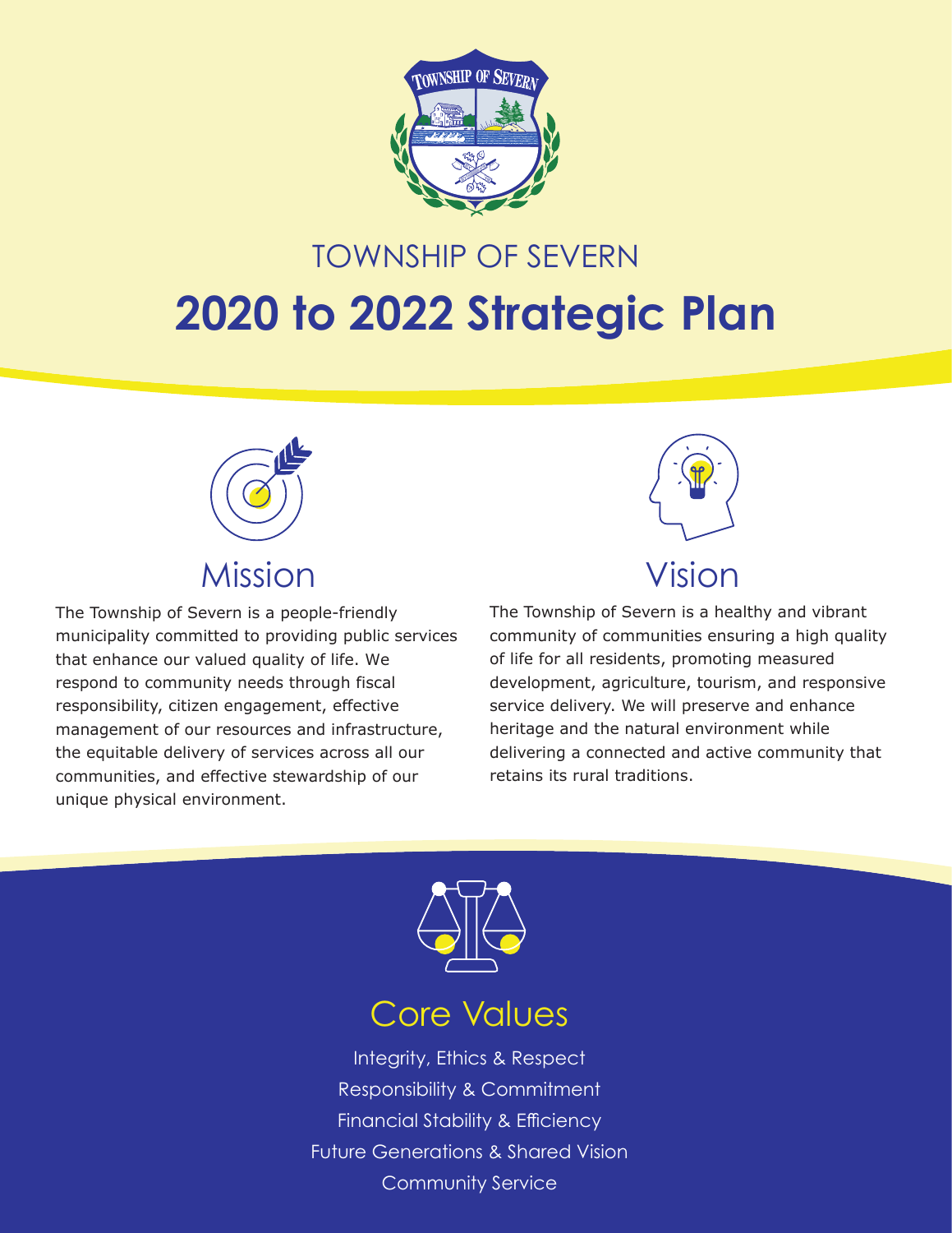TOWNSHIP OF SEVERN

# 2020 to 2022 Strategic Plan

## Mission

The Township of Severn is a people-friendly municipality committed to providing public services that enhance our valued quality of life. We respond to community needs through fiscal responsibility, citizen engagement, effective management of our resources and infrastructure, the equitable delivery of services across all our communities, and effective stewardship of our unique physical environment.

## Vision

The Township of Severn is a healthy and vibrant community of communities ensuring a high quality of life for all residents, promoting measured development, agriculture, tourism, and responsive service delivery. We will preserve and enhance heritage and the natural environment while delivering a connected and active community that retains its rural traditions.

## Core Values

Integrity, Ethics & Respect

Responsibility & Commitment

Financial Stability & Efficiency

Future Generations & Shared Vision

Community Service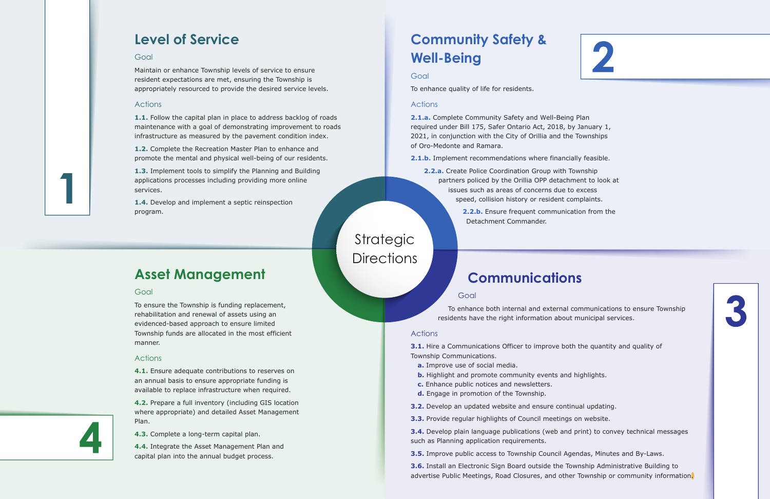# Strategic Directions

## 1 Level of Service

### Goal

Maintain or enhance Township levels of service to ensure resident expectations are met, ensuring the Township is appropriately resourced to provide the desired service levels.

### Actions

**1.1.** Follow the capital plan in place to address backlog of roads maintenance with a goal of demonstrating improvement to roads infrastructure as measured by the pavement condition index.

**1.2.** Complete the Recreation Master Plan to enhance and promote the mental and physical well-being of our residents.

**1.3.** Implement tools to simplify the Planning and Building applications processes including providing more online services.

**1.4.** Develop and implement a septic reinspection program.

## 2 Community Safety & Well-Being

### Goal

To enhance quality of life for residents.

### Actions

**2.1.a.** Complete Community Safety and Well-Being Plan required under Bill 175, Safer Ontario Act, 2018, by January 1, 2021, in conjunction with the City of Orillia and the Townships of Oro-Medonte and Ramara.

**2.1.b.** Implement recommendations where financially feasible.

**2.2.a.** Create Police Coordination Group with Township partners policed by the Orillia OPP detachment to look at issues such as areas of concerns due to excess speed, collision history or resident complaints.

**2.2.b.** Ensure frequent communication from the Detachment Commander.

## 3 Communications

### Goal

To enhance both internal and external communications to ensure Township residents have the right information about municipal services.

### Actions

**3.1.** Hire a Communications Officer to improve both the quantity and quality of Township Communications.

- **a.** Improve use of social media.
- **b.** Highlight and promote community events and highlights.
- **c.** Enhance public notices and newsletters.
- **d.** Engage in promotion of the Township.

**3.2.** Develop an updated website and ensure continual updating.

**3.3.** Provide regular highlights of Council meetings on website.

**3.4.** Develop plain language publications (web and print) to convey technical messages such as Planning application requirements.

**3.5.** Improve public access to Township Council Agendas, Minutes and By-Laws.

**3.6.** Install an Electronic Sign Board outside the Township Administrative Building to advertise Public Meetings, Road Closures, and other Township or community information.

## 4 Asset Management

### Goal

To ensure the Township is funding replacement, rehabilitation and renewal of assets using an evidenced-based approach to ensure limited Township funds are allocated in the most efficient manner.

### Actions

**4.1.** Ensure adequate contributions to reserves on an annual basis to ensure appropriate funding is available to replace infrastructure when required.

**4.2.** Prepare a full inventory (including GIS location where appropriate) and detailed Asset Management Plan.

**4.3.** Complete a long-term capital plan.

**4.4.** Integrate the Asset Management Plan and capital plan into the annual budget process.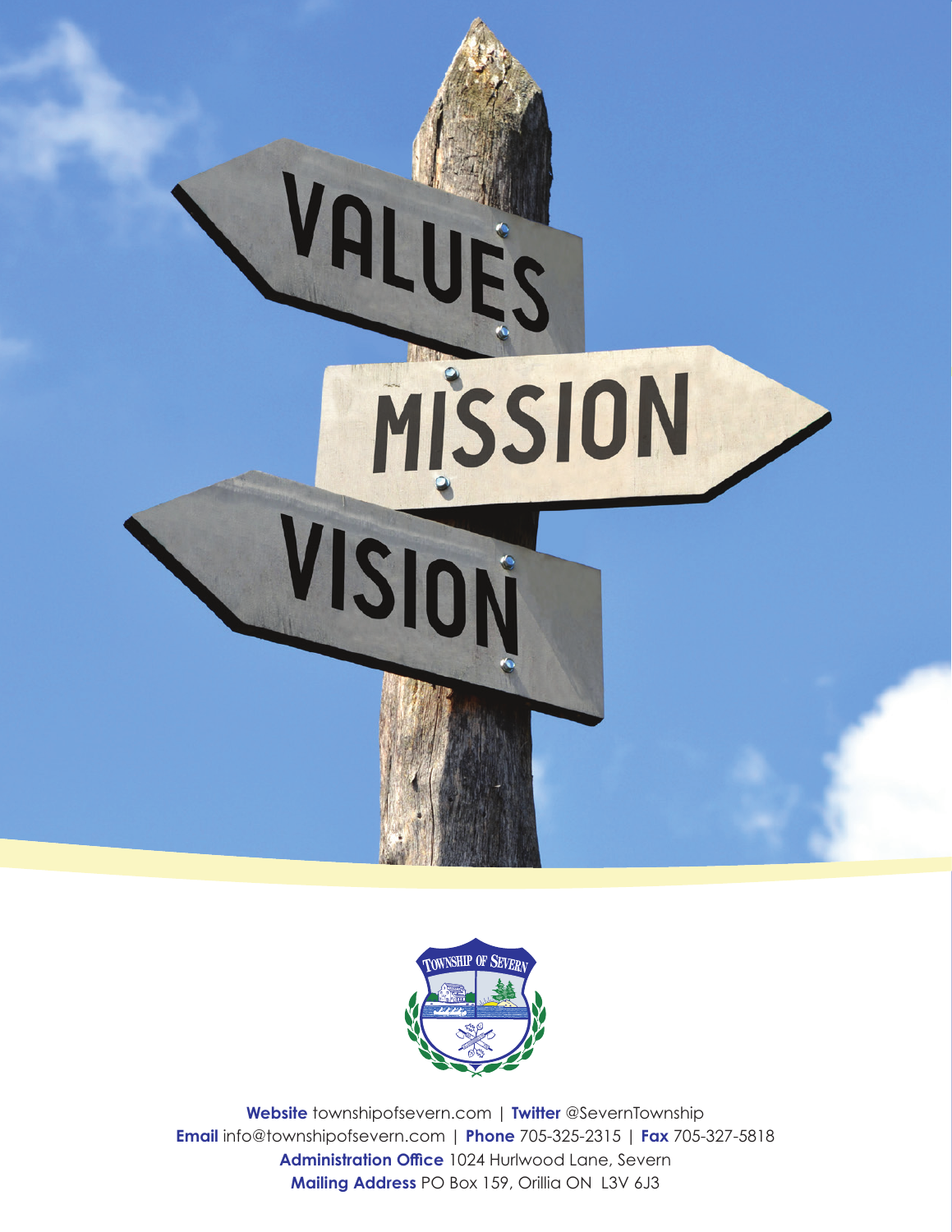VALUES

MISSION

VISION

TOWNSHIP OF SEVERN

**Website** townshipofsevern.com | **Twitter** @SevernTownship
**Email** info@townshipofsevern.com | **Phone** 705-325-2315 | **Fax** 705-327-5818
**Administration Office** 1024 Hurlwood Lane, Severn
**Mailing Address** PO Box 159, Orillia ON L3V 6J3